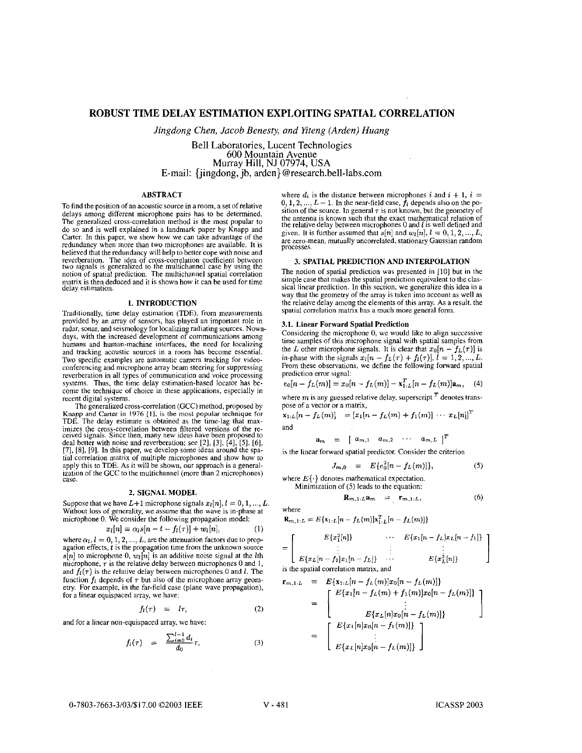# ROBUST TIME DELAY ESTIMATION EXPLOITING SPATIAL CORRELATION

*Jingdong Chen, Jacob Benesty, and Yiteng (Arden) Huang*

Bell Laboratories, Lucent Technologies
600 Mountain Avenue
Murray Hill, NJ 07974, USA
E-mail: {jingdong, jb, arden}@research.bell-labs.com

## ABSTRACT

To find the position of an acoustic source in a room, a set of relative delays among different microphone pairs has to be determined. The generalized cross-correlation method is the most popular to do so and is well explained in a landmark paper by Knapp and Carter. In this paper, we show how we can take advantage of the redundancy when more than two microphones are available. It is believed that the redundancy will help to better cope with noise and reverberation. The idea of cross-correlation coefficient between two signals is generalized to the multichannel case by using the notion of spatial prediction. The multichannel spatial correlation matrix is then deduced and it is shown how it can be used for time delay estimation.

## 1. INTRODUCTION

Traditionally, time delay estimation (TDE), from measurements provided by an array of sensors, has played an important role in radar, sonar, and seismology for localizing radiating sources. Nowadays, with the increased development of communications among humans and human-machine interfaces, the need for localizing and tracking acoustic sources in a room has become essential. Two specific examples are automatic camera tracking for video-conferencing and microphone array beam steering for suppressing reverberation in all types of communication and voice processing systems. Thus, the time delay estimation-based locator has become the technique of choice in these applications, especially in recent digital systems.

The generalized cross-correlation (GCC) method, proposed by Knapp and Carter in 1976 [1], is the most popular technique for TDE. The delay estimate is obtained as the time-lag that maximizes the cross-correlation between filtered versions of the received signals. Since then, many new ideas have been proposed to deal better with noise and reverberation; see [2], [3], [4], [5], [6], [7], [8], [9]. In this paper, we develop some ideas around the spatial correlation matrix of multiple microphones and show how to apply this to TDE. As it will be shown, our approach is a generalization of the GCC to the multichannel (more than 2 microphones) case.

## 2. SIGNAL MODEL

Suppose that we have $L+1$ microphone signals $x_l[n]$, $l = 0, 1, ..., L$. Without loss of generality, we assume that the wave is in-phase at microphone 0. We consider the following propagation model:

$$x_l[n] = \alpha_l s[n - t - f_l(\tau)] + w_l[n], \qquad (1)$$

where $\alpha_l$, $l = 0, 1, 2, ..., L$, are the attenuation factors due to propagation effects, $t$ is the propagation time from the unknown source $s[n]$ to microphone 0, $w_l[n]$ is an additive noise signal at the $l$th microphone, $\tau$ is the relative delay between microphones 0 and 1, and $f_l(\tau)$ is the relative delay between microphones 0 and $l$. The function $f_l$ depends of $\tau$ but also of the microphone array geometry. For example, in the far-field case (plane wave propagation), for a linear equispaced array, we have:

$$f_l(\tau) = l\tau, \qquad (2)$$

and for a linear non-equispaced array, we have:

$$f_l(\tau) = \frac{\sum_{i=0}^{l-1} d_i}{d_0}\tau, \qquad (3)$$

where $d_i$ is the distance between microphones $i$ and $i+1$, $i = 0, 1, 2, ..., L-1$. In the near-field case, $f_l$ depends also on the position of the source. In general $\tau$ is not known, but the geometry of the antenna is known such that the exact mathematical relation of the relative delay between microphones 0 and $l$ is well defined and given. It is further assumed that $s[n]$ and $w_l[n]$, $l = 0, 1, 2, ..., L$, are zero-mean, mutually uncorrelated, stationary Gaussian random processes.

## 3. SPATIAL PREDICTION AND INTERPOLATION

The notion of spatial prediction was presented in [10] but in the simple case that makes the spatial prediction equivalent to the classical linear prediction. In this section, we generalize this idea in a way that the geometry of the array is taken into account as well as the relative delay among the elements of this array. As a result, the spatial correlation matrix has a much more general form.

### 3.1. Linear Forward Spatial Prediction

Considering the microphone 0, we would like to align successive time samples of this microphone signal with spatial samples from the $L$ other microphone signals. It is clear that $x_0[n - f_L(\tau)]$ is in-phase with the signals $x_l[n - f_L(\tau) + f_l(\tau)]$, $l = 1, 2, ..., L$. From these observations, we define the following forward spatial prediction error signal:

$$e_0[n - f_L(m)] = x_0[n - f_L(m)] - \mathbf{x}_{1:L}^T[n - f_L(m)]\mathbf{a}_m, \qquad (4)$$

where $m$ is any guessed relative delay, superscript $^T$ denotes transpose of a vector or a matrix,

$$\mathbf{x}_{1:L}[n - f_L(m)] = [x_1[n - f_L(m) + f_1(m)] \cdots x_L[n]]^T$$

and

$$\mathbf{a}_m = [\ a_{m,1} \quad a_{m,2} \quad \cdots \quad a_{m,L}\ ]^T$$

is the linear forward spatial predictor. Consider the criterion

$$J_{m,0} = E\{e_0^2[n - f_L(m)]\}, \qquad (5)$$

where $E\{\cdot\}$ denotes mathematical expectation.

Minimization of (5) leads to the equation:

$$\mathbf{R}_{m,1:L}\mathbf{a}_m = \mathbf{r}_{m,1:L}, \qquad (6)$$

where

$$\mathbf{R}_{m,1:L} = E\{\mathbf{x}_{1:L}[n - f_L(m)]\mathbf{x}_{1:L}^T[n - f_L(m)]\}$$

$$= \begin{bmatrix} E\{x_1^2[n]\} & \cdots & E\{x_1[n - f_L]x_L[n - f_1]\} \\ \vdots & & \vdots \\ E\{x_L[n - f_1]x_1[n - f_L]\} & \cdots & E\{x_L^2[n]\} \end{bmatrix}$$

is the spatial correlation matrix, and

$$\begin{aligned} \mathbf{r}_{m,1:L} &= E\{\mathbf{x}_{1:L}[n - f_L(m)]x_0[n - f_L(m)]\} \\ &= \begin{bmatrix} E\{x_1[n - f_L(m) + f_1(m)]x_0[n - f_L(m)]\} \\ \vdots \\ E\{x_L[n]x_0[n - f_L(m)]\} \end{bmatrix} \\ &= \begin{bmatrix} E\{x_1[n]x_0[n - f_1(m)]\} \\ \vdots \\ E\{x_L[n]x_0[n - f_L(m)]\} \end{bmatrix} \end{aligned}$$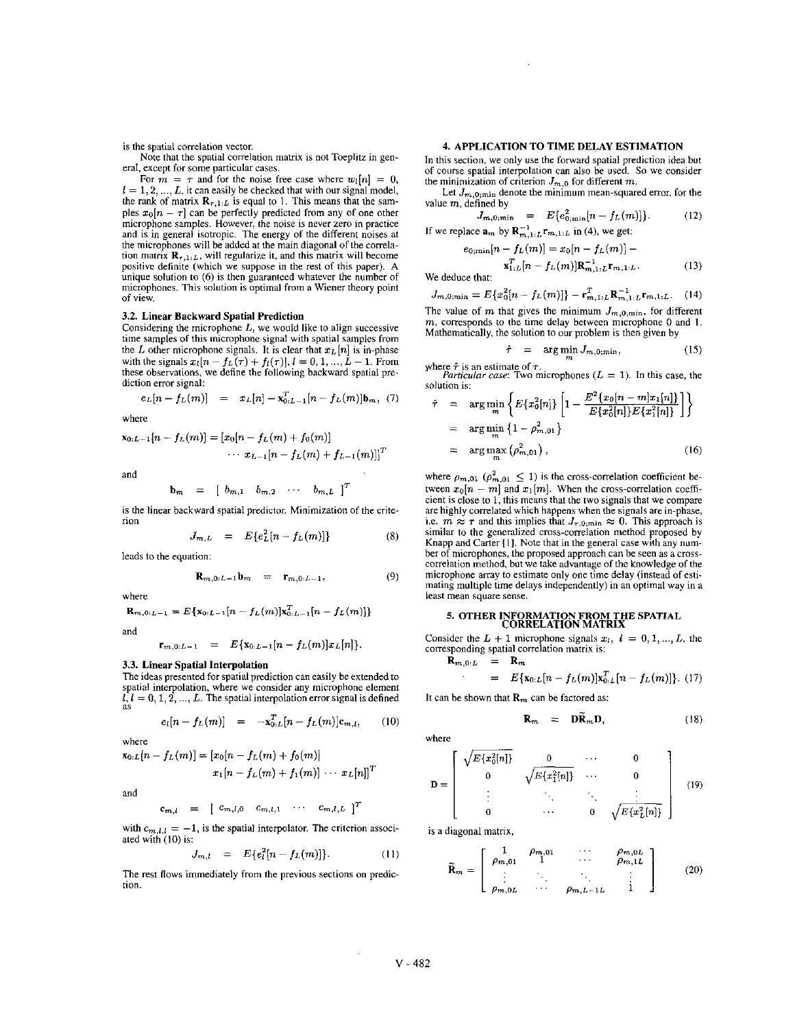is the spatial correlation vector.

Note that the spatial correlation matrix is not Toeplitz in general, except for some particular cases.

For $m = \tau$ and for the noise free case where $w_l[n] = 0$, $l = 1, 2, ..., L$, it can easily be checked that with our signal model, the rank of matrix $\mathbf{R}_{\tau,1:L}$ is equal to 1. This means that the samples $x_0[n - \tau]$ can be perfectly predicted from any of one other microphone samples. However, the noise is never zero in practice and is in general isotropic. The energy of the different noises at the microphones will be added at the main diagonal of the correlation matrix $\mathbf{R}_{\tau,1:L}$, will regularize it, and this matrix will become positive definite (which we suppose in the rest of this paper). A unique solution to (6) is then guaranteed whatever the number of microphones. This solution is optimal from a Wiener theory point of view.

### 3.2. Linear Backward Spatial Prediction

Considering the microphone $L$, we would like to align successive time samples of this microphone signal with spatial samples from the $L$ other microphone signals. It is clear that $x_L[n]$ is in-phase with the signals $x_l[n - f_L(\tau) + f_l(\tau)]$, $l = 0, 1, ..., L - 1$. From these observations, we define the following backward spatial prediction error signal:

$$e_L[n - f_L(m)] = x_L[n] - \mathbf{x}_{0:L-1}^T[n - f_L(m)]\mathbf{b}_m, \quad (7)$$

where

$$\mathbf{x}_{0:L-1}[n - f_L(m)] = [x_0[n - f_L(m) + f_0(m)] \cdots x_{L-1}[n - f_L(m) + f_{L-1}(m)]]^T$$

and

$$\mathbf{b}_m = \begin{bmatrix} b_{m,1} & b_{m,2} & \cdots & b_{m,L} \end{bmatrix}^T$$

is the linear backward spatial predictor. Minimization of the criterion

$$J_{m,L} = E\{e_L^2[n - f_L(m)]\} \quad (8)$$

leads to the equation:

$$\mathbf{R}_{m,0:L-1}\mathbf{b}_m = \mathbf{r}_{m,0:L-1}, \quad (9)$$

where

$$\mathbf{R}_{m,0:L-1} = E\{\mathbf{x}_{0:L-1}[n - f_L(m)]\mathbf{x}_{0:L-1}^T[n - f_L(m)]\}$$

and

$$\mathbf{r}_{m,0:L-1} = E\{\mathbf{x}_{0:L-1}[n - f_L(m)]x_L[n]\}.$$

### 3.3. Linear Spatial Interpolation

The ideas presented for spatial prediction can easily be extended to spatial interpolation, where we consider any microphone element $l$, $l = 0, 1, 2, ..., L$. The spatial interpolation error signal is defined as

$$e_l[n - f_L(m)] = -\mathbf{x}_{0:L}^T[n - f_L(m)]\mathbf{c}_{m,l}, \quad (10)$$

where

$$\mathbf{x}_{0:L}[n - f_L(m)] = [x_0[n - f_L(m) + f_0(m)] \; x_1[n - f_L(m) + f_1(m)] \cdots x_L[n]]^T$$

and

$$\mathbf{c}_{m,l} = \begin{bmatrix} c_{m,l,0} & c_{m,l,1} & \cdots & c_{m,l,L} \end{bmatrix}^T$$

with $c_{m,l,l} = -1$, is the spatial interpolator. The criterion associated with (10) is:

$$J_{m,l} = E\{e_l^2[n - f_L(m)]\}. \quad (11)$$

The rest flows immediately from the previous sections on prediction.

## 4. APPLICATION TO TIME DELAY ESTIMATION

In this section, we only use the forward spatial prediction idea but of course spatial interpolation can also be used. So we consider the minimization of criterion $J_{m,0}$ for different $m$.

Let $J_{m,0;\min}$ denote the minimum mean-squared error, for the value $m$, defined by

$$J_{m,0;\min} = E\{e_{0;\min}^2[n - f_L(m)]\}. \quad (12)$$

If we replace $\mathbf{a}_m$ by $\mathbf{R}_{m,1:L}^{-1}\mathbf{r}_{m,1:L}$ in (4), we get:

$$e_{0;\min}[n - f_L(m)] = x_0[n - f_L(m)] - \mathbf{x}_{1:L}^T[n - f_L(m)]\mathbf{R}_{m,1:L}^{-1}\mathbf{r}_{m,1:L}. \quad (13)$$

We deduce that:

$$J_{m,0;\min} = E\{x_0^2[n - f_L(m)]\} - \mathbf{r}_{m,1:L}^T\mathbf{R}_{m,1:L}^{-1}\mathbf{r}_{m,1:L}. \quad (14)$$

The value of $m$ that gives the minimum $J_{m,0;\min}$, for different $m$, corresponds to the time delay between microphone 0 and 1. Mathematically, the solution to our problem is then given by

$$\hat{\tau} = \arg\min_m J_{m,0;\min}, \quad (15)$$

where $\hat{\tau}$ is an estimate of $\tau$.

*Particular case*: Two microphones ($L = 1$). In this case, the solution is:

$$\begin{aligned}
\hat{\tau} &= \arg\min_m \left\{ E\{x_0^2[n]\} \left[ 1 - \frac{E^2\{x_0[n - m]x_1[n]\}}{E\{x_0^2[n]\}E\{x_1^2[n]\}} \right] \right\} \\
&= \arg\min_m \{1 - \rho_{m,01}^2\} \\
&= \arg\max_m (\rho_{m,01}^2), \quad (16)
\end{aligned}$$

where $\rho_{m,01}$ ($\rho_{m,01}^2 \leq 1$) is the cross-correlation coefficient between $x_0[n - m]$ and $x_1[m]$. When the cross-correlation coefficient is close to 1, this means that the two signals that we compare are highly correlated which happens when the signals are in-phase, i.e. $m \approx \tau$ and this implies that $J_{\tau,0;\min} \approx 0$. This approach is similar to the generalized cross-correlation method proposed by Knapp and Carter [1]. Note that in the general case with any number of microphones, the proposed approach can be seen as a cross-correlation method, but we take advantage of the knowledge of the microphone array to estimate only one time delay (instead of estimating multiple time delays independently) in an optimal way in a least mean square sense.

## 5. OTHER INFORMATION FROM THE SPATIAL CORRELATION MATRIX

Consider the $L + 1$ microphone signals $x_l$, $l = 0, 1, ..., L$, the corresponding spatial correlation matrix is:

$$\begin{aligned}
\mathbf{R}_{m,0:L} &= \mathbf{R}_m \\
&= E\{\mathbf{x}_{0:L}[n - f_L(m)]\mathbf{x}_{0:L}^T[n - f_L(m)]\}. \quad (17)
\end{aligned}$$

It can be shown that $\mathbf{R}_m$ can be factored as:

$$\mathbf{R}_m = \mathbf{D}\widetilde{\mathbf{R}}_m\mathbf{D}, \quad (18)$$

where

$$\mathbf{D} = \begin{bmatrix} \sqrt{E\{x_0^2[n]\}} & 0 & \cdots & 0 \\ 0 & \sqrt{E\{x_1^2[n]\}} & \cdots & 0 \\ \vdots & \ddots & \ddots & \vdots \\ 0 & \cdots & 0 & \sqrt{E\{x_L^2[n]\}} \end{bmatrix} \quad (19)$$

is a diagonal matrix,

$$\widetilde{\mathbf{R}}_m = \begin{bmatrix} 1 & \rho_{m,01} & \cdots & \rho_{m,0L} \\ \rho_{m,01} & 1 & \cdots & \rho_{m,1L} \\ \vdots & \ddots & \ddots & \vdots \\ \rho_{m,0L} & \cdots & \rho_{m,L-1L} & 1 \end{bmatrix} \quad (20)$$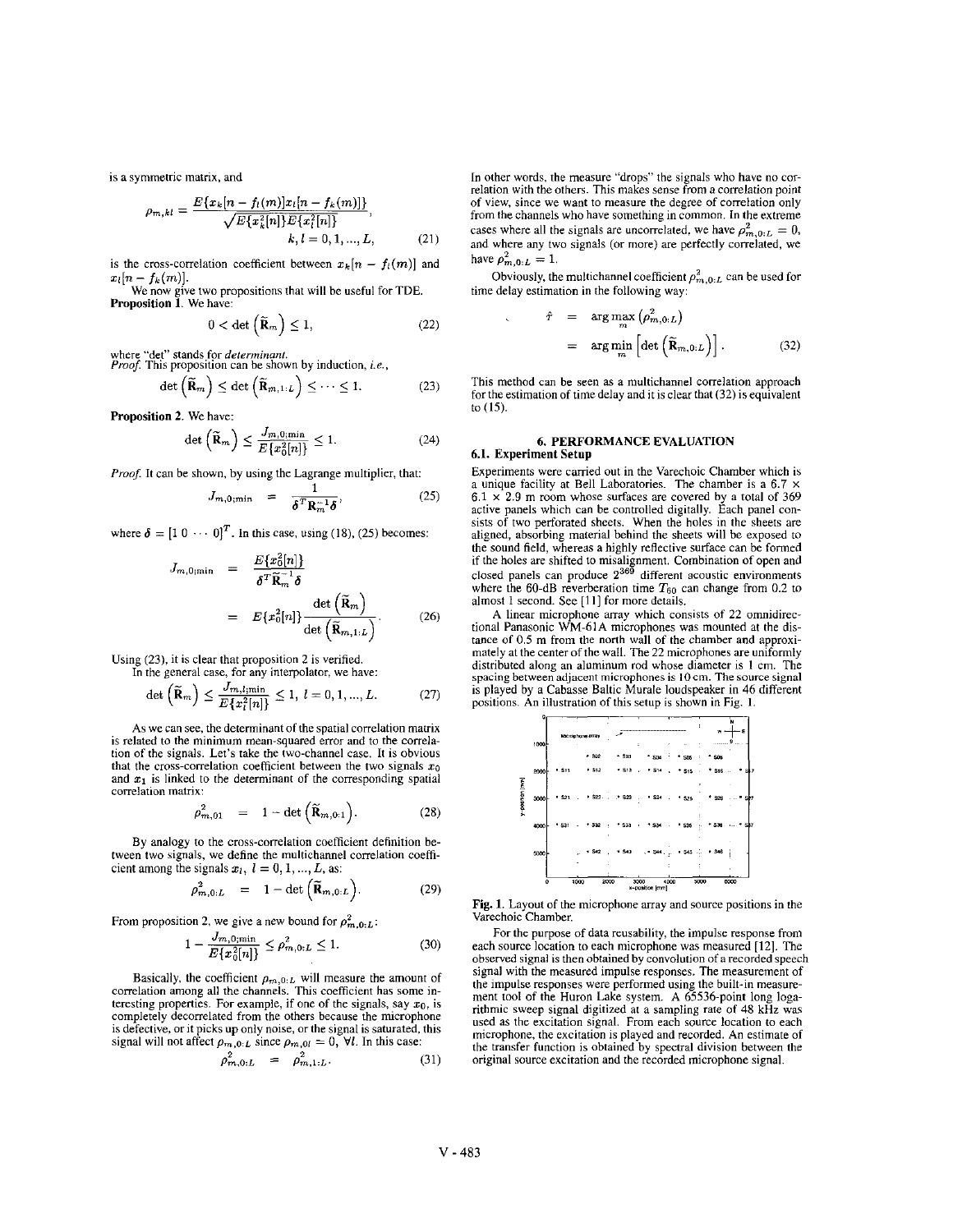is a symmetric matrix, and

$$\rho_{m,kl} = \frac{E\{x_k[n - f_l(m)]x_l[n - f_k(m)]\}}{\sqrt{E\{x_k^2[n]\}E\{x_l^2[n]\}}}, \quad k, l = 0, 1, ..., L, \tag{21}$$

is the cross-correlation coefficient between $x_k[n - f_l(m)]$ and $x_l[n - f_k(m)]$.

We now give two propositions that will be useful for TDE.

**Proposition 1.** We have:

$$0 < \det\left(\widetilde{\mathbf{R}}_m\right) \leq 1, \tag{22}$$

where "det" stands for *determinant*.

*Proof.* This proposition can be shown by induction, *i.e.*,

$$\det\left(\widetilde{\mathbf{R}}_m\right) \leq \det\left(\widetilde{\mathbf{R}}_{m,1:L}\right) \leq \cdots \leq 1. \tag{23}$$

**Proposition 2.** We have:

$$\det\left(\widetilde{\mathbf{R}}_m\right) \leq \frac{J_{m,0;\min}}{E\{x_0^2[n]\}} \leq 1. \tag{24}$$

*Proof.* It can be shown, by using the Lagrange multiplier, that:

$$J_{m,0;\min} = \frac{1}{\boldsymbol{\delta}^T \mathbf{R}_m^{-1} \boldsymbol{\delta}}, \tag{25}$$

where $\boldsymbol{\delta} = [1\ 0\ \cdots\ 0]^T$. In this case, using (18), (25) becomes:

$$\begin{aligned} J_{m,0;\min} &= \frac{E\{x_0^2[n]\}}{\boldsymbol{\delta}^T \widetilde{\mathbf{R}}_m^{-1} \boldsymbol{\delta}} \\ &= E\{x_0^2[n]\} \frac{\det\left(\widetilde{\mathbf{R}}_m\right)}{\det\left(\widetilde{\mathbf{R}}_{m,1:L}\right)}. \end{aligned} \tag{26}$$

Using (23), it is clear that proposition 2 is verified.

In the general case, for any interpolator, we have:

$$\det\left(\widetilde{\mathbf{R}}_m\right) \leq \frac{J_{m,l;\min}}{E\{x_l^2[n]\}} \leq 1, \; l = 0, 1, ..., L. \tag{27}$$

As we can see, the determinant of the spatial correlation matrix is related to the minimum mean-squared error and to the correlation of the signals. Let's take the two-channel case. It is obvious that the cross-correlation coefficient between the two signals $x_0$ and $x_1$ is linked to the determinant of the corresponding spatial correlation matrix:

$$\rho_{m,01}^2 = 1 - \det\left(\widetilde{\mathbf{R}}_{m,0:1}\right). \tag{28}$$

By analogy to the cross-correlation coefficient definition between two signals, we define the multichannel correlation coefficient among the signals $x_l$, $l = 0, 1, ..., L$, as:

$$\rho_{m,0:L}^2 = 1 - \det\left(\widetilde{\mathbf{R}}_{m,0:L}\right). \tag{29}$$

From proposition 2, we give a new bound for $\rho_{m,0:L}^2$:

$$1 - \frac{J_{m,0;\min}}{E\{x_0^2[n]\}} \leq \rho_{m,0:L}^2 \leq 1. \tag{30}$$

Basically, the coefficient $\rho_{m,0:L}$ will measure the amount of correlation among all the channels. This coefficient has some interesting properties. For example, if one of the signals, say $x_0$, is completely decorrelated from the others because the microphone is defective, or it picks up only noise, or the signal is saturated, this signal will not affect $\rho_{m,0:L}$ since $\rho_{m,0l} = 0$, $\forall l$. In this case:

$$\rho_{m,0:L}^2 = \rho_{m,1:L}^2. \tag{31}$$

In other words, the measure "drops" the signals who have no correlation with the others. This makes sense from a correlation point of view, since we want to measure the degree of correlation only from the channels who have something in common. In the extreme cases where all the signals are uncorrelated, we have $\rho_{m,0:L}^2 = 0$, and where any two signals (or more) are perfectly correlated, we have $\rho_{m,0:L}^2 = 1$.

Obviously, the multichannel coefficient $\rho_{m,0:L}^2$ can be used for time delay estimation in the following way:

$$\begin{aligned} \hat{\tau} &= \arg\max_m \left(\rho_{m,0:L}^2\right) \\ &= \arg\min_m \left[\det\left(\widetilde{\mathbf{R}}_{m,0:L}\right)\right]. \end{aligned} \tag{32}$$

This method can be seen as a multichannel correlation approach for the estimation of time delay and it is clear that (32) is equivalent to (15).

## 6. PERFORMANCE EVALUATION

### 6.1. Experiment Setup

Experiments were carried out in the Varechoic Chamber which is a unique facility at Bell Laboratories. The chamber is a 6.7 × 6.1 × 2.9 m room whose surfaces are covered by a total of 369 active panels which can be controlled digitally. Each panel consists of two perforated sheets. When the holes in the sheets are aligned, absorbing material behind the sheets will be exposed to the sound field, whereas a highly reflective surface can be formed if the holes are shifted to misalignment. Combination of open and closed panels can produce $2^{369}$ different acoustic environments where the 60-dB reverberation time $T_{60}$ can change from 0.2 to almost 1 second. See [11] for more details.

A linear microphone array which consists of 22 omnidirectional Panasonic WM-61A microphones was mounted at the distance of 0.5 m from the north wall of the chamber and approximately at the center of the wall. The 22 microphones are uniformly distributed along an aluminum rod whose diameter is 1 cm. The spacing between adjacent microphones is 10 cm. The source signal is played by a Cabasse Baltic Murale loudspeaker in 46 different positions. An illustration of this setup is shown in Fig. 1.

**Fig. 1.** Layout of the microphone array and source positions in the Varechoic Chamber.

For the purpose of data reusability, the impulse response from each source location to each microphone was measured [12]. The observed signal is then obtained by convolution of a recorded speech signal with the measured impulse responses. The measurement of the impulse responses were performed using the built-in measurement tool of the Huron Lake system. A 65536-point long logarithmic sweep signal digitized at a sampling rate of 48 kHz was used as the excitation signal. From each source location to each microphone, the excitation is played and recorded. An estimate of the transfer function is obtained by spectral division between the original source excitation and the recorded microphone signal.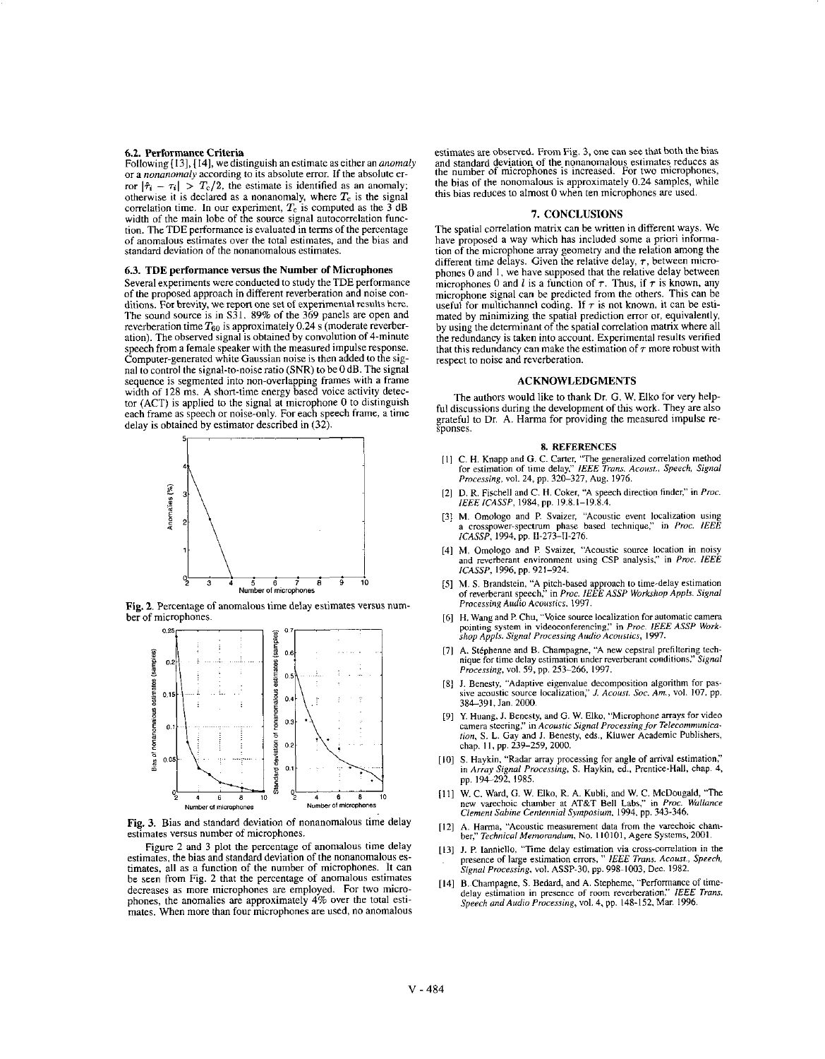### 6.2. Performance Criteria

Following [13], [14], we distinguish an estimate as either an *anomaly* or a *nonanomaly* according to its absolute error. If the absolute error $|\hat{\tau}_i - \tau_i| > T_c/2$, the estimate is identified as an anomaly; otherwise it is declared as a nonanomaly, where $T_c$ is the signal correlation time. In our experiment, $T_c$ is computed as the 3 dB width of the main lobe of the source signal autocorrelation function. The TDE performance is evaluated in terms of the percentage of anomalous estimates over the total estimates, and the bias and standard deviation of the nonanomalous estimates.

### 6.3. TDE performance versus the Number of Microphones

Several experiments were conducted to study the TDE performance of the proposed approach in different reverberation and noise conditions. For brevity, we report one set of experimental results here. The sound source is in S31. 89% of the 369 panels are open and reverberation time $T_{60}$ is approximately 0.24 s (moderate reverberation). The observed signal is obtained by convolution of 4-minute speech from a female speaker with the measured impulse response. Computer-generated white Gaussian noise is then added to the signal to control the signal-to-noise ratio (SNR) to be 0 dB. The signal sequence is segmented into non-overlapping frames with a frame width of 128 ms. A short-time energy based voice activity detector (ACT) is applied to the signal at microphone 0 to distinguish each frame as speech or noise-only. For each speech frame, a time delay is obtained by estimator described in (32).

Anomalies (%)
Number of microphones
5
4
3
2
1
0
2 3 4 5 6 7 8 9 10

**Fig. 2.** Percentage of anomalous time delay estimates versus number of microphones.

Bias of nonanomalous estimates (samples)
Number of microphones
0.25
0.2
0.15
0.1
0.05
0
2 4 6 8 10

Standard deviation of nonanomalous estimates (samples)
Number of microphones
0.7
0.6
0.5
0.4
0.3
0.2
0.1
0
2 4 6 8 10

**Fig. 3.** Bias and standard deviation of nonanomalous time delay estimates versus number of microphones.

Figure 2 and 3 plot the percentage of anomalous time delay estimates, the bias and standard deviation of the nonanomalous estimates, all as a function of the number of microphones. It can be seen from Fig. 2 that the percentage of anomalous estimates decreases as more microphones are employed. For two microphones, the anomalies are approximately 4% over the total estimates. When more than four microphones are used, no anomalous estimates are observed. From Fig. 3, one can see that both the bias and standard deviation of the nonanomalous estimates reduces as the number of microphones is increased. For two microphones, the bias of the nonomalous is approximately 0.24 samples, while this bias reduces to almost 0 when ten microphones are used.

## 7. CONCLUSIONS

The spatial correlation matrix can be written in different ways. We have proposed a way which has included some a priori information of the microphone array geometry and the relation among the different time delays. Given the relative delay, $\tau$, between microphones 0 and 1, we have supposed that the relative delay between microphones 0 and $l$ is a function of $\tau$. Thus, if $\tau$ is known, any microphone signal can be predicted from the others. This can be useful for multichannel coding. If $\tau$ is not known, it can be estimated by minimizing the spatial prediction error or, equivalently, by using the determinant of the spatial correlation matrix where all the redundancy is taken into account. Experimental results verified that this redundancy can make the estimation of $\tau$ more robust with respect to noise and reverberation.

## ACKNOWLEDGMENTS

The authors would like to thank Dr. G. W. Elko for very helpful discussions during the development of this work. They are also grateful to Dr. A. Harma for providing the measured impulse responses.

## 8. REFERENCES

[1] C. H. Knapp and G. C. Carter, "The generalized correlation method for estimation of time delay," *IEEE Trans. Acoust., Speech, Signal Processing*, vol. 24, pp. 320–327, Aug. 1976.

[2] D. R. Fischell and C. H. Coker, "A speech direction finder," in *Proc. IEEE ICASSP*, 1984, pp. 19.8.1–19.8.4.

[3] M. Omologo and P. Svaizer, "Acoustic event localization using a crosspower-spectrum phase based technique," in *Proc. IEEE ICASSP*, 1994, pp. II-273–II-276.

[4] M. Omologo and P. Svaizer, "Acoustic source location in noisy and reverberant environment using CSP analysis," in *Proc. IEEE ICASSP*, 1996, pp. 921–924.

[5] M. S. Brandstein, "A pitch-based approach to time-delay estimation of reverberant speech," in *Proc. IEEE ASSP Workshop Appls. Signal Processing Audio Acoustics*, 1997.

[6] H. Wang and P. Chu, "Voice source localization for automatic camera pointing system in videoconferencing," in *Proc. IEEE ASSP Workshop Appls. Signal Processing Audio Acoustics*, 1997.

[7] A. Stéphenne and B. Champagne, "A new cepstral prefiltering technique for time delay estimation under reverberant conditions," *Signal Processing*, vol. 59, pp. 253–266, 1997.

[8] J. Benesty, "Adaptive eigenvalue decomposition algorithm for passive acoustic source localization," *J. Acoust. Soc. Am.*, vol. 107, pp. 384–391, Jan. 2000.

[9] Y. Huang, J. Benesty, and G. W. Elko, "Microphone arrays for video camera steering," in *Acoustic Signal Processing for Telecommunication*, S. L. Gay and J. Benesty, eds., Kluwer Academic Publishers, chap. 11, pp. 239–259, 2000.

[10] S. Haykin, "Radar array processing for angle of arrival estimation," in *Array Signal Processing*, S. Haykin, ed., Prentice-Hall, chap. 4, pp. 194–292, 1985.

[11] W. C. Ward, G. W. Elko, R. A. Kubli, and W. C. McDougald, "The new varechoic chamber at AT&T Bell Labs," in *Proc. Wallance Clement Sabine Centennial Symposium*, 1994, pp. 343-346.

[12] A. Harma, "Acoustic measurement data from the varechoic chamber," *Technical Memorandum*, No. 110101, Agere Systems, 2001.

[13] J. P. Ianniello, "Time delay estimation via cross-correlation in the presence of large estimation errors, " *IEEE Trans. Acoust., Speech, Signal Processing*, vol. ASSP-30, pp. 998-1003, Dec. 1982.

[14] B. Champagne, S. Bedard, and A. Stepheme, "Performance of time-delay estimation in presence of room reverberation," *IEEE Trans. Speech and Audio Processing*, vol. 4, pp. 148-152, Mar. 1996.